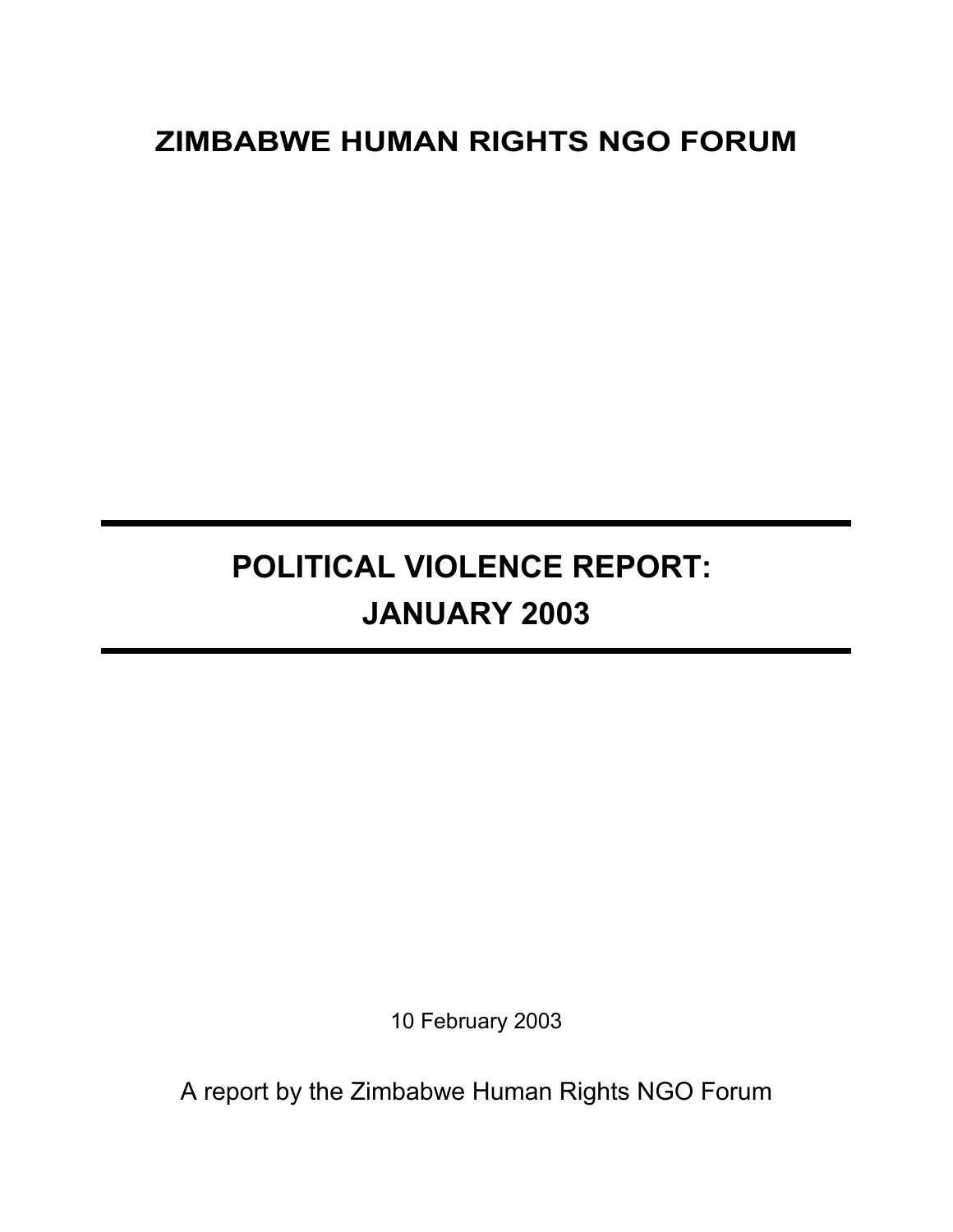# ZIMBABWE HUMAN RIGHTS NGO FORUM

---

# POLITICAL VIOLENCE REPORT: JANUARY 2003

---

10 February 2003

A report by the Zimbabwe Human Rights NGO Forum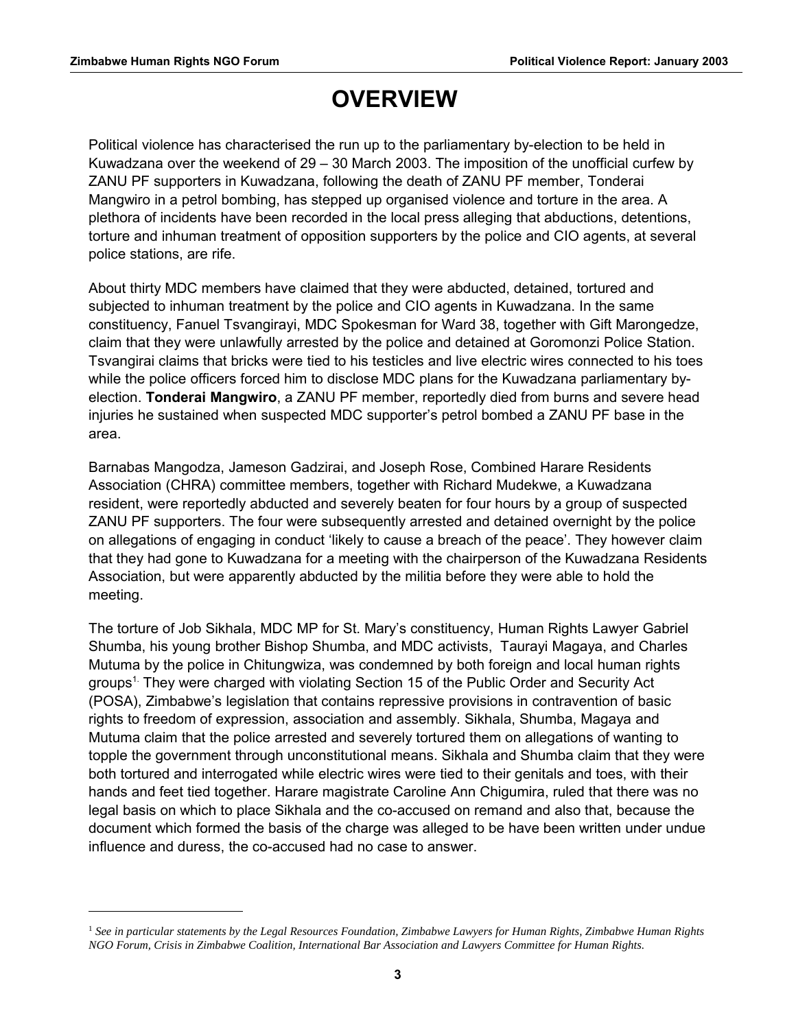# OVERVIEW

Political violence has characterised the run up to the parliamentary by-election to be held in Kuwadzana over the weekend of 29 – 30 March 2003. The imposition of the unofficial curfew by ZANU PF supporters in Kuwadzana, following the death of ZANU PF member, Tonderai Mangwiro in a petrol bombing, has stepped up organised violence and torture in the area. A plethora of incidents have been recorded in the local press alleging that abductions, detentions, torture and inhuman treatment of opposition supporters by the police and CIO agents, at several police stations, are rife.

About thirty MDC members have claimed that they were abducted, detained, tortured and subjected to inhuman treatment by the police and CIO agents in Kuwadzana. In the same constituency, Fanuel Tsvangirayi, MDC Spokesman for Ward 38, together with Gift Marongedze, claim that they were unlawfully arrested by the police and detained at Goromonzi Police Station. Tsvangirai claims that bricks were tied to his testicles and live electric wires connected to his toes while the police officers forced him to disclose MDC plans for the Kuwadzana parliamentary by-election. **Tonderai Mangwiro**, a ZANU PF member, reportedly died from burns and severe head injuries he sustained when suspected MDC supporter's petrol bombed a ZANU PF base in the area.

Barnabas Mangodza, Jameson Gadzirai, and Joseph Rose, Combined Harare Residents Association (CHRA) committee members, together with Richard Mudekwe, a Kuwadzana resident, were reportedly abducted and severely beaten for four hours by a group of suspected ZANU PF supporters. The four were subsequently arrested and detained overnight by the police on allegations of engaging in conduct 'likely to cause a breach of the peace'. They however claim that they had gone to Kuwadzana for a meeting with the chairperson of the Kuwadzana Residents Association, but were apparently abducted by the militia before they were able to hold the meeting.

The torture of Job Sikhala, MDC MP for St. Mary's constituency, Human Rights Lawyer Gabriel Shumba, his young brother Bishop Shumba, and MDC activists, Taurayi Magaya, and Charles Mutuma by the police in Chitungwiza, was condemned by both foreign and local human rights groups[1]. They were charged with violating Section 15 of the Public Order and Security Act (POSA), Zimbabwe's legislation that contains repressive provisions in contravention of basic rights to freedom of expression, association and assembly. Sikhala, Shumba, Magaya and Mutuma claim that the police arrested and severely tortured them on allegations of wanting to topple the government through unconstitutional means. Sikhala and Shumba claim that they were both tortured and interrogated while electric wires were tied to their genitals and toes, with their hands and feet tied together. Harare magistrate Caroline Ann Chigumira, ruled that there was no legal basis on which to place Sikhala and the co-accused on remand and also that, because the document which formed the basis of the charge was alleged to be have been written under undue influence and duress, the co-accused had no case to answer.

---

[1] *See in particular statements by the Legal Resources Foundation, Zimbabwe Lawyers for Human Rights, Zimbabwe Human Rights NGO Forum, Crisis in Zimbabwe Coalition, International Bar Association and Lawyers Committee for Human Rights.*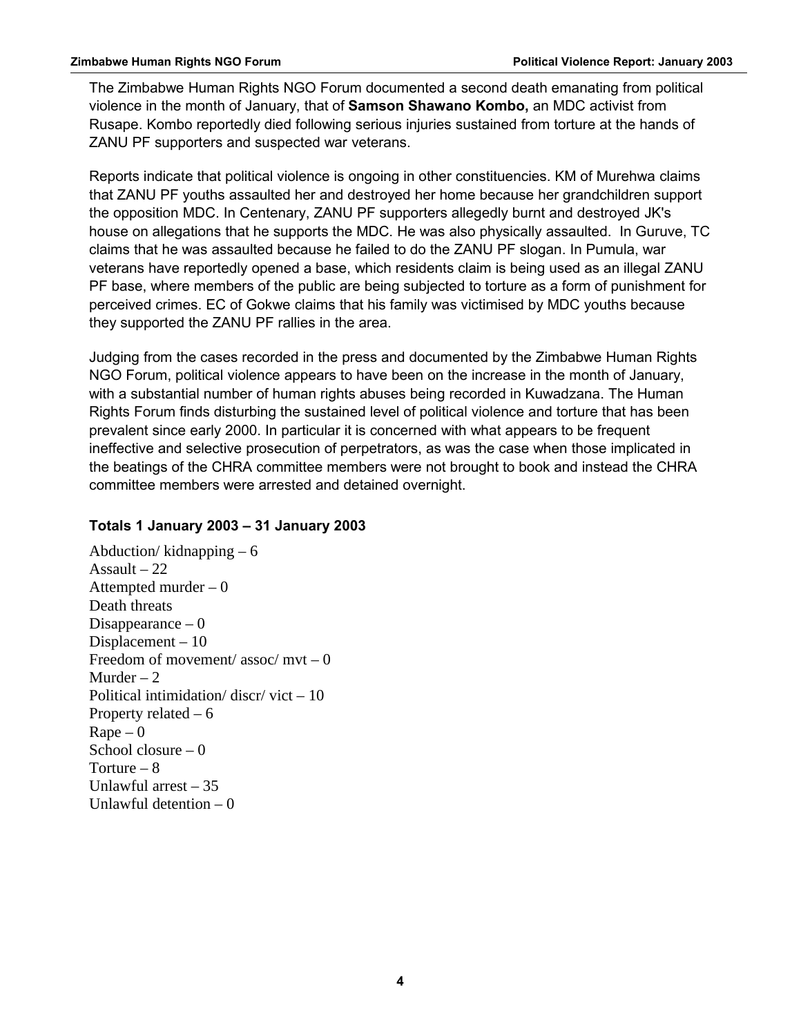The Zimbabwe Human Rights NGO Forum documented a second death emanating from political violence in the month of January, that of **Samson Shawano Kombo,** an MDC activist from Rusape. Kombo reportedly died following serious injuries sustained from torture at the hands of ZANU PF supporters and suspected war veterans.

Reports indicate that political violence is ongoing in other constituencies. KM of Murehwa claims that ZANU PF youths assaulted her and destroyed her home because her grandchildren support the opposition MDC. In Centenary, ZANU PF supporters allegedly burnt and destroyed JK's house on allegations that he supports the MDC. He was also physically assaulted. In Guruve, TC claims that he was assaulted because he failed to do the ZANU PF slogan. In Pumula, war veterans have reportedly opened a base, which residents claim is being used as an illegal ZANU PF base, where members of the public are being subjected to torture as a form of punishment for perceived crimes. EC of Gokwe claims that his family was victimised by MDC youths because they supported the ZANU PF rallies in the area.

Judging from the cases recorded in the press and documented by the Zimbabwe Human Rights NGO Forum, political violence appears to have been on the increase in the month of January, with a substantial number of human rights abuses being recorded in Kuwadzana. The Human Rights Forum finds disturbing the sustained level of political violence and torture that has been prevalent since early 2000. In particular it is concerned with what appears to be frequent ineffective and selective prosecution of perpetrators, as was the case when those implicated in the beatings of the CHRA committee members were not brought to book and instead the CHRA committee members were arrested and detained overnight.

**Totals 1 January 2003 – 31 January 2003**

Abduction/ kidnapping – 6
Assault – 22
Attempted murder – 0
Death threats
Disappearance – 0
Displacement – 10
Freedom of movement/ assoc/ mvt – 0
Murder – 2
Political intimidation/ discr/ vict – 10
Property related – 6
Rape – 0
School closure – 0
Torture – 8
Unlawful arrest – 35
Unlawful detention – 0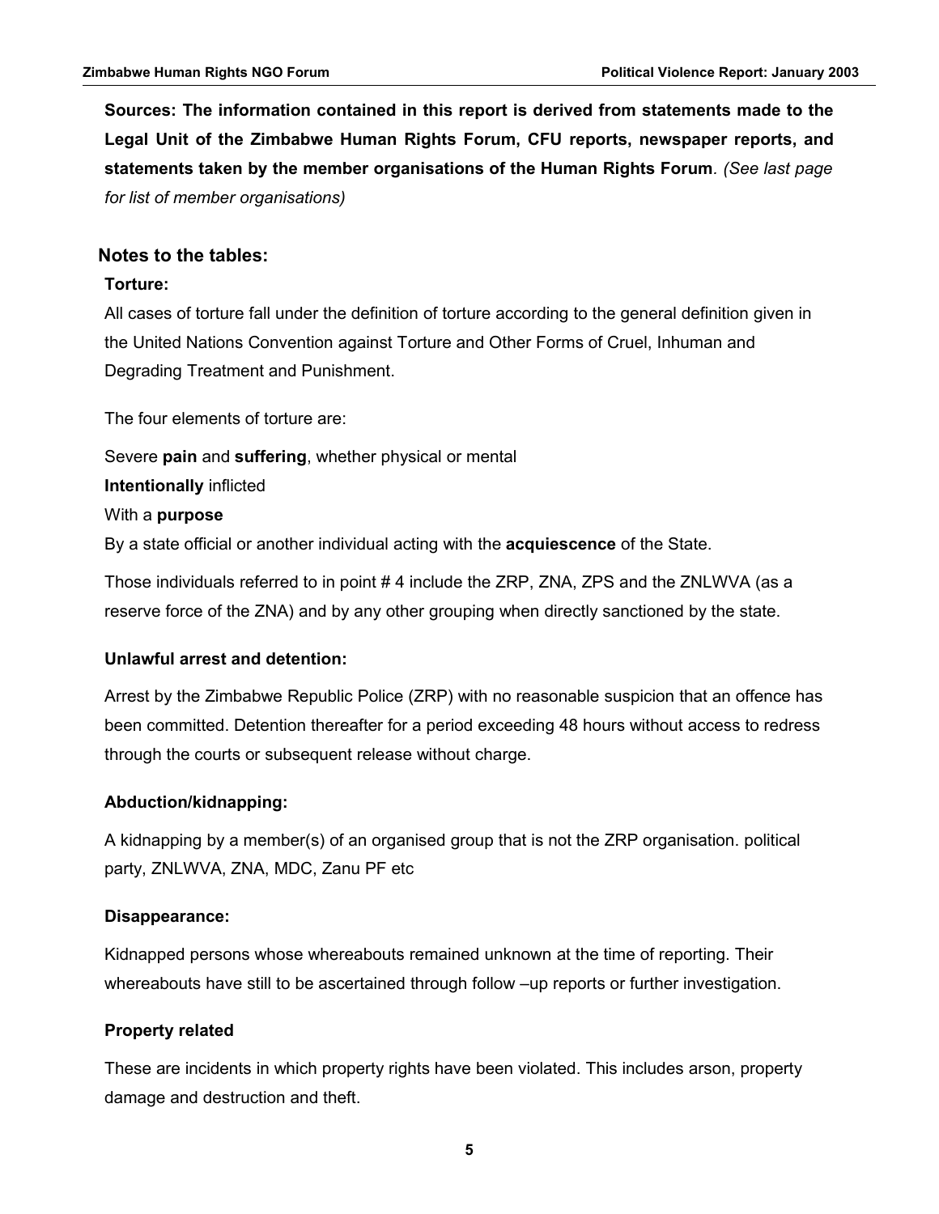**Sources: The information contained in this report is derived from statements made to the Legal Unit of the Zimbabwe Human Rights Forum, CFU reports, newspaper reports, and statements taken by the member organisations of the Human Rights Forum**. *(See last page for list of member organisations)*

## Notes to the tables:

### Torture:

All cases of torture fall under the definition of torture according to the general definition given in the United Nations Convention against Torture and Other Forms of Cruel, Inhuman and Degrading Treatment and Punishment.

The four elements of torture are:

Severe **pain** and **suffering**, whether physical or mental

**Intentionally** inflicted

With a **purpose**

By a state official or another individual acting with the **acquiescence** of the State.

Those individuals referred to in point # 4 include the ZRP, ZNA, ZPS and the ZNLWVA (as a reserve force of the ZNA) and by any other grouping when directly sanctioned by the state.

### Unlawful arrest and detention:

Arrest by the Zimbabwe Republic Police (ZRP) with no reasonable suspicion that an offence has been committed. Detention thereafter for a period exceeding 48 hours without access to redress through the courts or subsequent release without charge.

### Abduction/kidnapping:

A kidnapping by a member(s) of an organised group that is not the ZRP organisation. political party, ZNLWVA, ZNA, MDC, Zanu PF etc

### Disappearance:

Kidnapped persons whose whereabouts remained unknown at the time of reporting. Their whereabouts have still to be ascertained through follow –up reports or further investigation.

### Property related

These are incidents in which property rights have been violated. This includes arson, property damage and destruction and theft.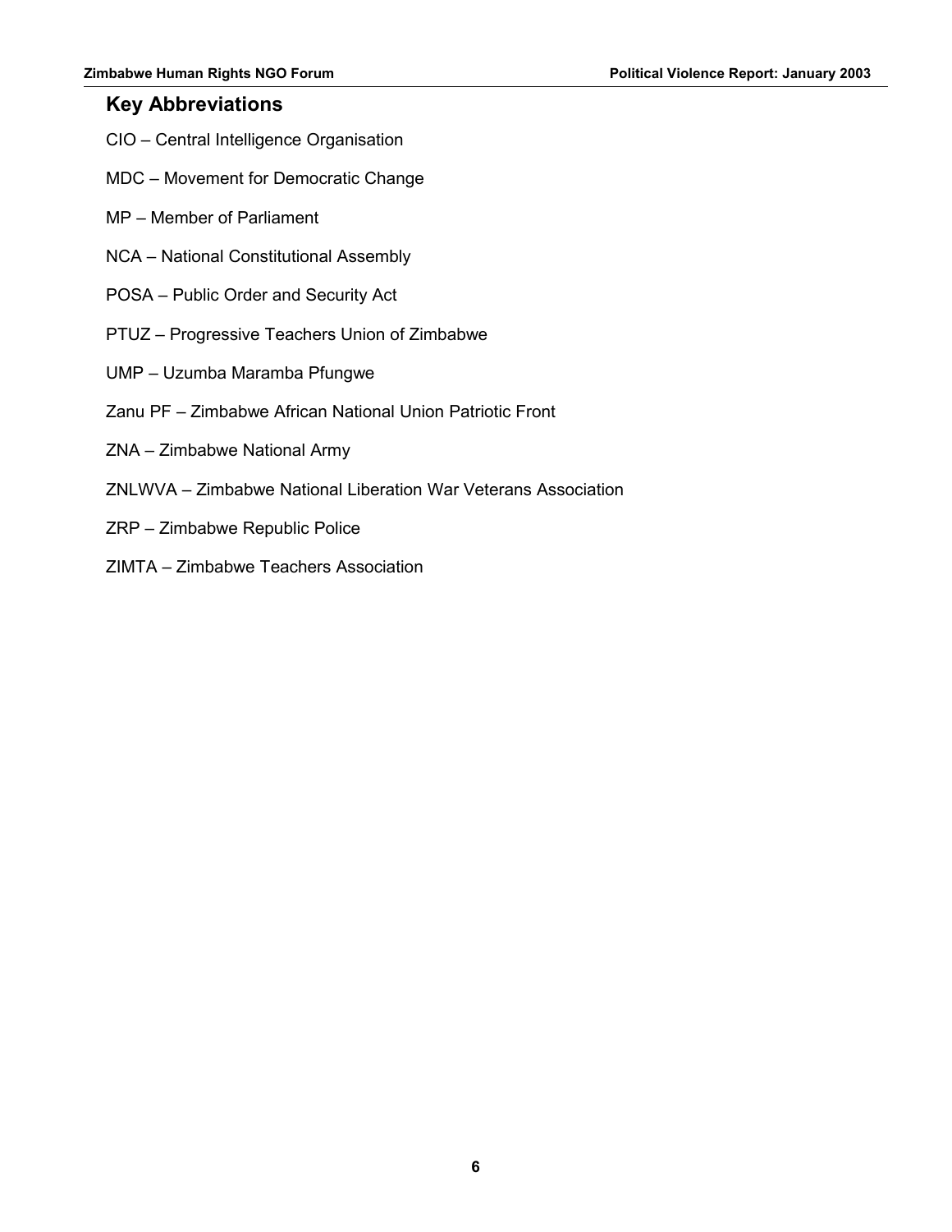## Key Abbreviations

CIO – Central Intelligence Organisation

MDC – Movement for Democratic Change

MP – Member of Parliament

NCA – National Constitutional Assembly

POSA – Public Order and Security Act

PTUZ – Progressive Teachers Union of Zimbabwe

UMP – Uzumba Maramba Pfungwe

Zanu PF – Zimbabwe African National Union Patriotic Front

ZNA – Zimbabwe National Army

ZNLWVA – Zimbabwe National Liberation War Veterans Association

ZRP – Zimbabwe Republic Police

ZIMTA – Zimbabwe Teachers Association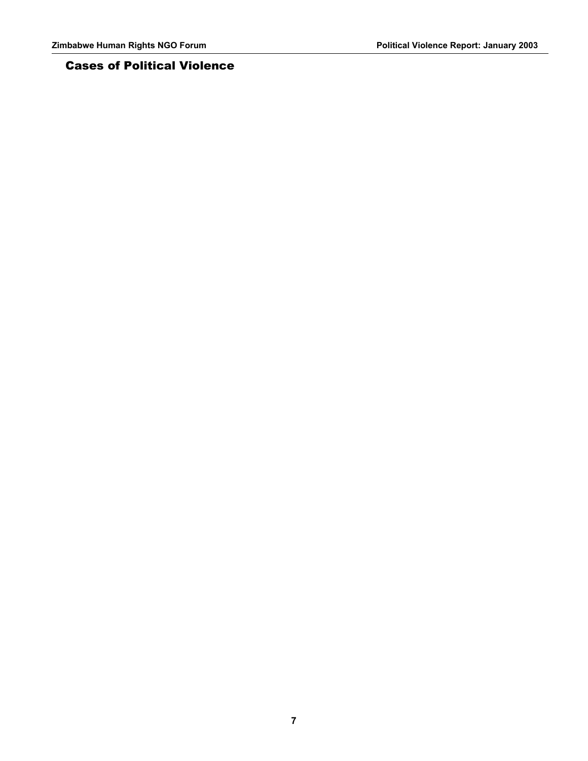## Cases of Political Violence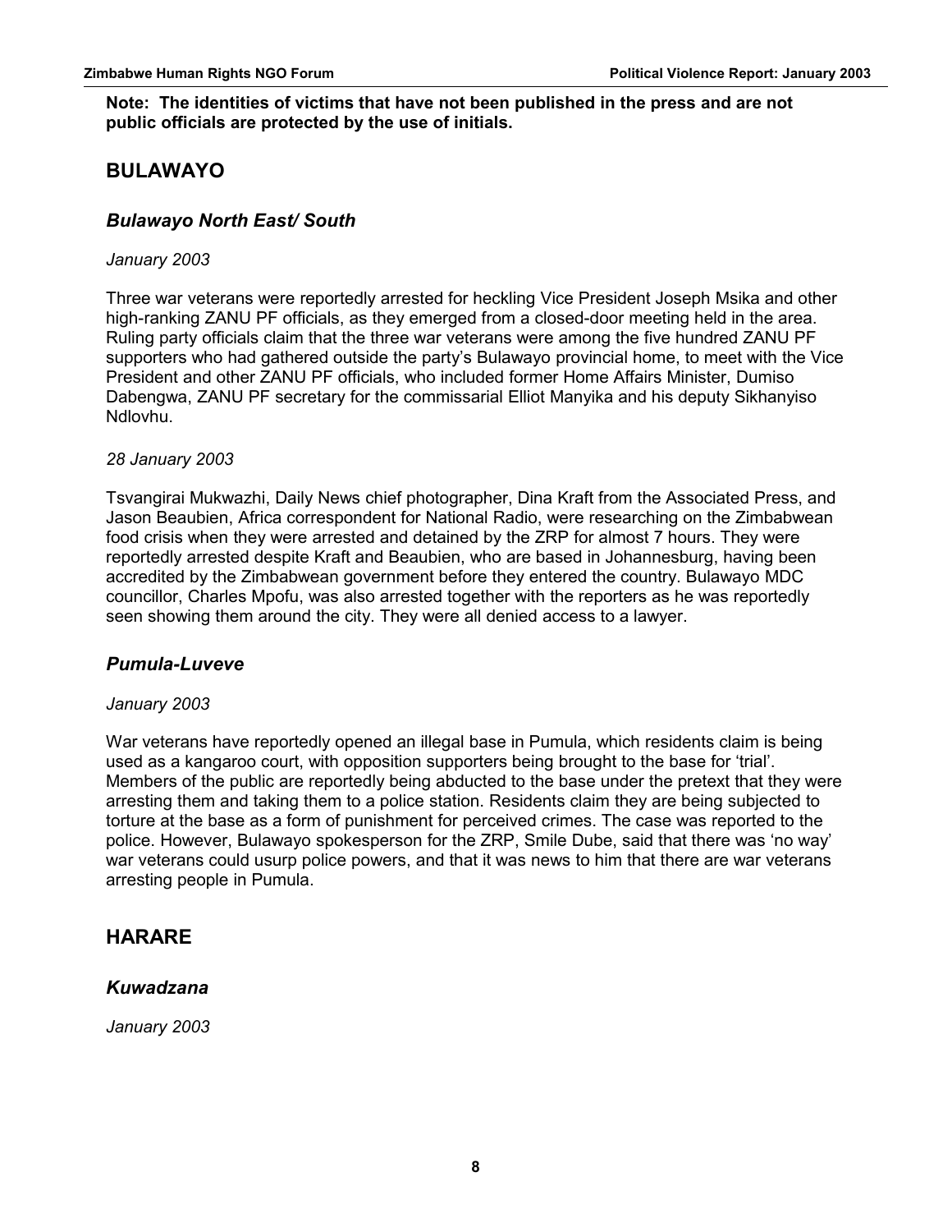**Note: The identities of victims that have not been published in the press and are not public officials are protected by the use of initials.**

## BULAWAYO

### *Bulawayo North East/ South*

*January 2003*

Three war veterans were reportedly arrested for heckling Vice President Joseph Msika and other high-ranking ZANU PF officials, as they emerged from a closed-door meeting held in the area. Ruling party officials claim that the three war veterans were among the five hundred ZANU PF supporters who had gathered outside the party's Bulawayo provincial home, to meet with the Vice President and other ZANU PF officials, who included former Home Affairs Minister, Dumiso Dabengwa, ZANU PF secretary for the commissarial Elliot Manyika and his deputy Sikhanyiso Ndlovhu.

*28 January 2003*

Tsvangirai Mukwazhi, Daily News chief photographer, Dina Kraft from the Associated Press, and Jason Beaubien, Africa correspondent for National Radio, were researching on the Zimbabwean food crisis when they were arrested and detained by the ZRP for almost 7 hours. They were reportedly arrested despite Kraft and Beaubien, who are based in Johannesburg, having been accredited by the Zimbabwean government before they entered the country. Bulawayo MDC councillor, Charles Mpofu, was also arrested together with the reporters as he was reportedly seen showing them around the city. They were all denied access to a lawyer.

### *Pumula-Luveve*

*January 2003*

War veterans have reportedly opened an illegal base in Pumula, which residents claim is being used as a kangaroo court, with opposition supporters being brought to the base for 'trial'. Members of the public are reportedly being abducted to the base under the pretext that they were arresting them and taking them to a police station. Residents claim they are being subjected to torture at the base as a form of punishment for perceived crimes. The case was reported to the police. However, Bulawayo spokesperson for the ZRP, Smile Dube, said that there was 'no way' war veterans could usurp police powers, and that it was news to him that there are war veterans arresting people in Pumula.

## HARARE

### *Kuwadzana*

*January 2003*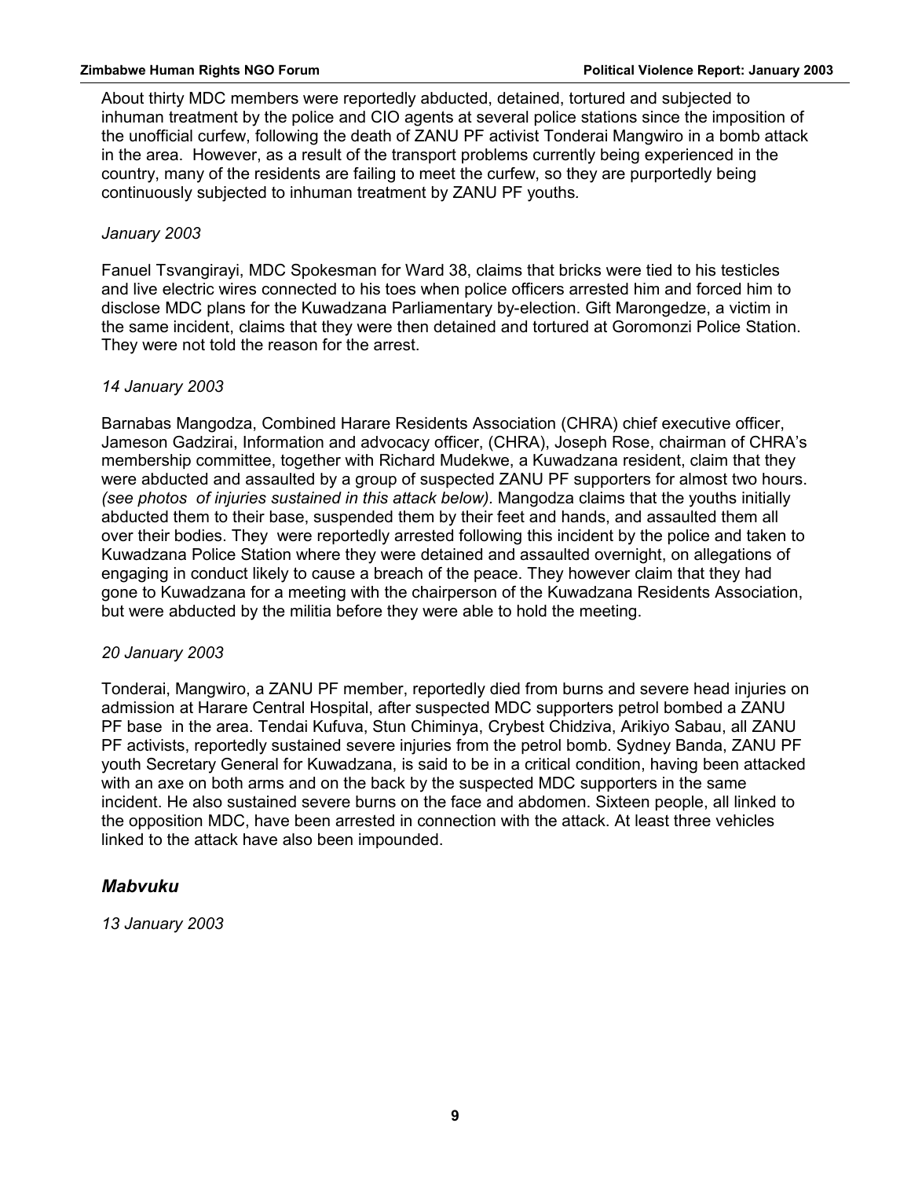About thirty MDC members were reportedly abducted, detained, tortured and subjected to inhuman treatment by the police and CIO agents at several police stations since the imposition of the unofficial curfew, following the death of ZANU PF activist Tonderai Mangwiro in a bomb attack in the area. However, as a result of the transport problems currently being experienced in the country, many of the residents are failing to meet the curfew, so they are purportedly being continuously subjected to inhuman treatment by ZANU PF youths.

*January 2003*

Fanuel Tsvangirayi, MDC Spokesman for Ward 38, claims that bricks were tied to his testicles and live electric wires connected to his toes when police officers arrested him and forced him to disclose MDC plans for the Kuwadzana Parliamentary by-election. Gift Marongedze, a victim in the same incident, claims that they were then detained and tortured at Goromonzi Police Station. They were not told the reason for the arrest.

*14 January 2003*

Barnabas Mangodza, Combined Harare Residents Association (CHRA) chief executive officer, Jameson Gadzirai, Information and advocacy officer, (CHRA), Joseph Rose, chairman of CHRA's membership committee, together with Richard Mudekwe, a Kuwadzana resident, claim that they were abducted and assaulted by a group of suspected ZANU PF supporters for almost two hours. *(see photos of injuries sustained in this attack below)*. Mangodza claims that the youths initially abducted them to their base, suspended them by their feet and hands, and assaulted them all over their bodies. They were reportedly arrested following this incident by the police and taken to Kuwadzana Police Station where they were detained and assaulted overnight, on allegations of engaging in conduct likely to cause a breach of the peace. They however claim that they had gone to Kuwadzana for a meeting with the chairperson of the Kuwadzana Residents Association, but were abducted by the militia before they were able to hold the meeting.

*20 January 2003*

Tonderai, Mangwiro, a ZANU PF member, reportedly died from burns and severe head injuries on admission at Harare Central Hospital, after suspected MDC supporters petrol bombed a ZANU PF base in the area. Tendai Kufuva, Stun Chiminya, Crybest Chidziva, Arikiyo Sabau, all ZANU PF activists, reportedly sustained severe injuries from the petrol bomb. Sydney Banda, ZANU PF youth Secretary General for Kuwadzana, is said to be in a critical condition, having been attacked with an axe on both arms and on the back by the suspected MDC supporters in the same incident. He also sustained severe burns on the face and abdomen. Sixteen people, all linked to the opposition MDC, have been arrested in connection with the attack. At least three vehicles linked to the attack have also been impounded.

## *Mabvuku*

*13 January 2003*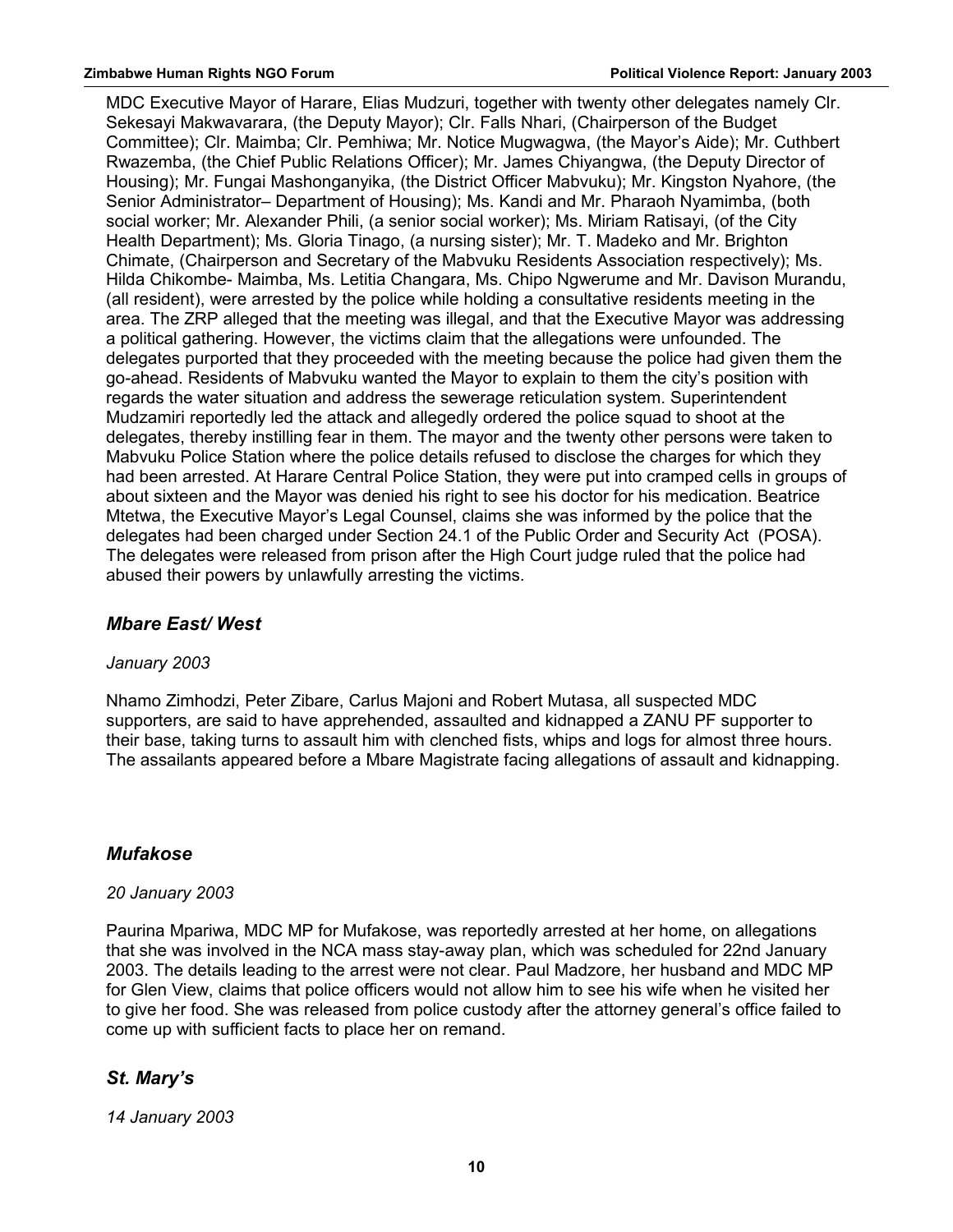MDC Executive Mayor of Harare, Elias Mudzuri, together with twenty other delegates namely Clr. Sekesayi Makwavarara, (the Deputy Mayor); Clr. Falls Nhari, (Chairperson of the Budget Committee); Clr. Maimba; Clr. Pemhiwa; Mr. Notice Mugwagwa, (the Mayor's Aide); Mr. Cuthbert Rwazemba, (the Chief Public Relations Officer); Mr. James Chiyangwa, (the Deputy Director of Housing); Mr. Fungai Mashonganyika, (the District Officer Mabvuku); Mr. Kingston Nyahore, (the Senior Administrator– Department of Housing); Ms. Kandi and Mr. Pharaoh Nyamimba, (both social worker; Mr. Alexander Phili, (a senior social worker); Ms. Miriam Ratisayi, (of the City Health Department); Ms. Gloria Tinago, (a nursing sister); Mr. T. Madeko and Mr. Brighton Chimate, (Chairperson and Secretary of the Mabvuku Residents Association respectively); Ms. Hilda Chikombe- Maimba, Ms. Letitia Changara, Ms. Chipo Ngwerume and Mr. Davison Murandu, (all resident), were arrested by the police while holding a consultative residents meeting in the area. The ZRP alleged that the meeting was illegal, and that the Executive Mayor was addressing a political gathering. However, the victims claim that the allegations were unfounded. The delegates purported that they proceeded with the meeting because the police had given them the go-ahead. Residents of Mabvuku wanted the Mayor to explain to them the city's position with regards the water situation and address the sewerage reticulation system. Superintendent Mudzamiri reportedly led the attack and allegedly ordered the police squad to shoot at the delegates, thereby instilling fear in them. The mayor and the twenty other persons were taken to Mabvuku Police Station where the police details refused to disclose the charges for which they had been arrested. At Harare Central Police Station, they were put into cramped cells in groups of about sixteen and the Mayor was denied his right to see his doctor for his medication. Beatrice Mtetwa, the Executive Mayor's Legal Counsel, claims she was informed by the police that the delegates had been charged under Section 24.1 of the Public Order and Security Act (POSA). The delegates were released from prison after the High Court judge ruled that the police had abused their powers by unlawfully arresting the victims.

### *Mbare East/ West*

*January 2003*

Nhamo Zimhodzi, Peter Zibare, Carlus Majoni and Robert Mutasa, all suspected MDC supporters, are said to have apprehended, assaulted and kidnapped a ZANU PF supporter to their base, taking turns to assault him with clenched fists, whips and logs for almost three hours. The assailants appeared before a Mbare Magistrate facing allegations of assault and kidnapping.

### *Mufakose*

*20 January 2003*

Paurina Mpariwa, MDC MP for Mufakose, was reportedly arrested at her home, on allegations that she was involved in the NCA mass stay-away plan, which was scheduled for 22nd January 2003. The details leading to the arrest were not clear. Paul Madzore, her husband and MDC MP for Glen View, claims that police officers would not allow him to see his wife when he visited her to give her food. She was released from police custody after the attorney general's office failed to come up with sufficient facts to place her on remand.

### *St. Mary's*

*14 January 2003*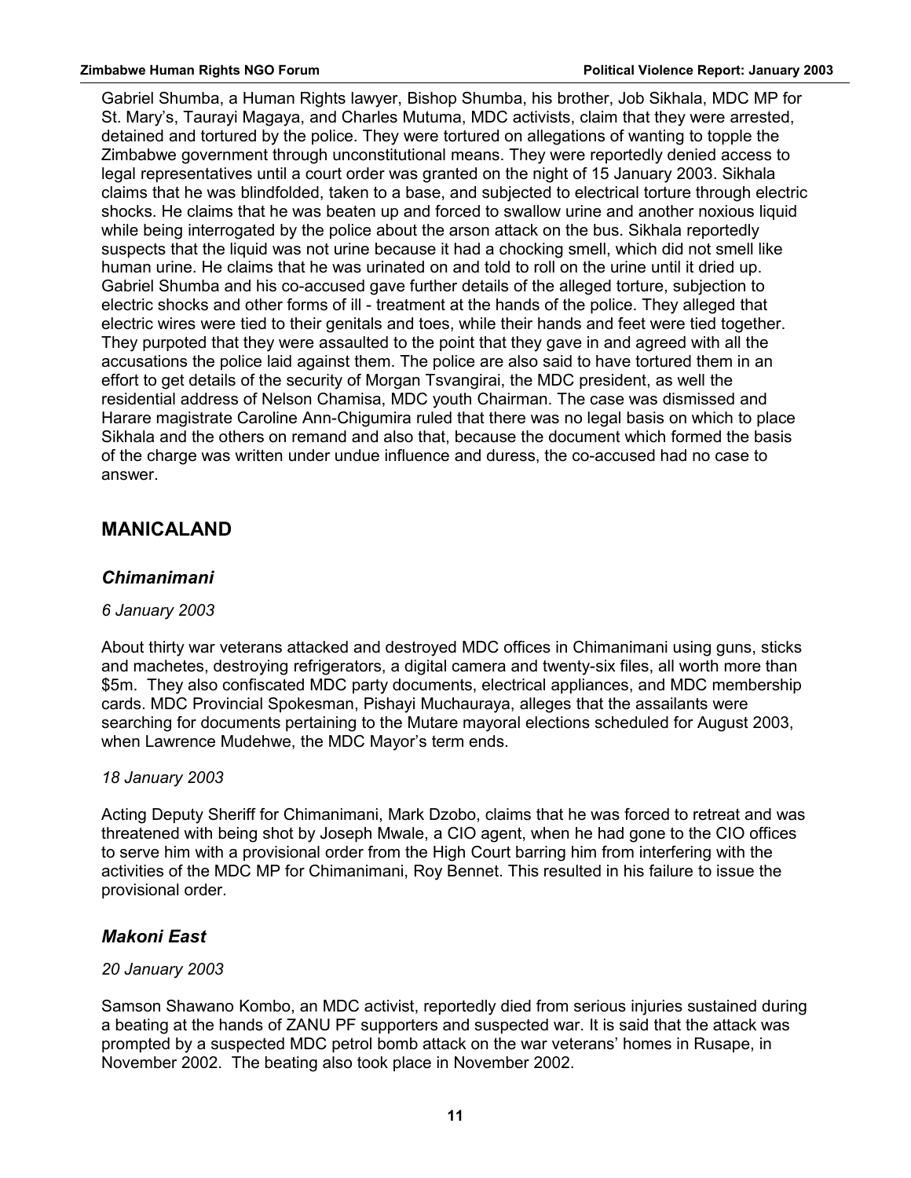Gabriel Shumba, a Human Rights lawyer, Bishop Shumba, his brother, Job Sikhala, MDC MP for St. Mary's, Taurayi Magaya, and Charles Mutuma, MDC activists, claim that they were arrested, detained and tortured by the police. They were tortured on allegations of wanting to topple the Zimbabwe government through unconstitutional means. They were reportedly denied access to legal representatives until a court order was granted on the night of 15 January 2003. Sikhala claims that he was blindfolded, taken to a base, and subjected to electrical torture through electric shocks. He claims that he was beaten up and forced to swallow urine and another noxious liquid while being interrogated by the police about the arson attack on the bus. Sikhala reportedly suspects that the liquid was not urine because it had a chocking smell, which did not smell like human urine. He claims that he was urinated on and told to roll on the urine until it dried up. Gabriel Shumba and his co-accused gave further details of the alleged torture, subjection to electric shocks and other forms of ill - treatment at the hands of the police. They alleged that electric wires were tied to their genitals and toes, while their hands and feet were tied together. They purpoted that they were assaulted to the point that they gave in and agreed with all the accusations the police laid against them. The police are also said to have tortured them in an effort to get details of the security of Morgan Tsvangirai, the MDC president, as well the residential address of Nelson Chamisa, MDC youth Chairman. The case was dismissed and Harare magistrate Caroline Ann-Chigumira ruled that there was no legal basis on which to place Sikhala and the others on remand and also that, because the document which formed the basis of the charge was written under undue influence and duress, the co-accused had no case to answer.

## MANICALAND

### *Chimanimani*

*6 January 2003*

About thirty war veterans attacked and destroyed MDC offices in Chimanimani using guns, sticks and machetes, destroying refrigerators, a digital camera and twenty-six files, all worth more than \$5m. They also confiscated MDC party documents, electrical appliances, and MDC membership cards. MDC Provincial Spokesman, Pishayi Muchauraya, alleges that the assailants were searching for documents pertaining to the Mutare mayoral elections scheduled for August 2003, when Lawrence Mudehwe, the MDC Mayor's term ends.

*18 January 2003*

Acting Deputy Sheriff for Chimanimani, Mark Dzobo, claims that he was forced to retreat and was threatened with being shot by Joseph Mwale, a CIO agent, when he had gone to the CIO offices to serve him with a provisional order from the High Court barring him from interfering with the activities of the MDC MP for Chimanimani, Roy Bennet. This resulted in his failure to issue the provisional order.

### *Makoni East*

*20 January 2003*

Samson Shawano Kombo, an MDC activist, reportedly died from serious injuries sustained during a beating at the hands of ZANU PF supporters and suspected war. It is said that the attack was prompted by a suspected MDC petrol bomb attack on the war veterans' homes in Rusape, in November 2002. The beating also took place in November 2002.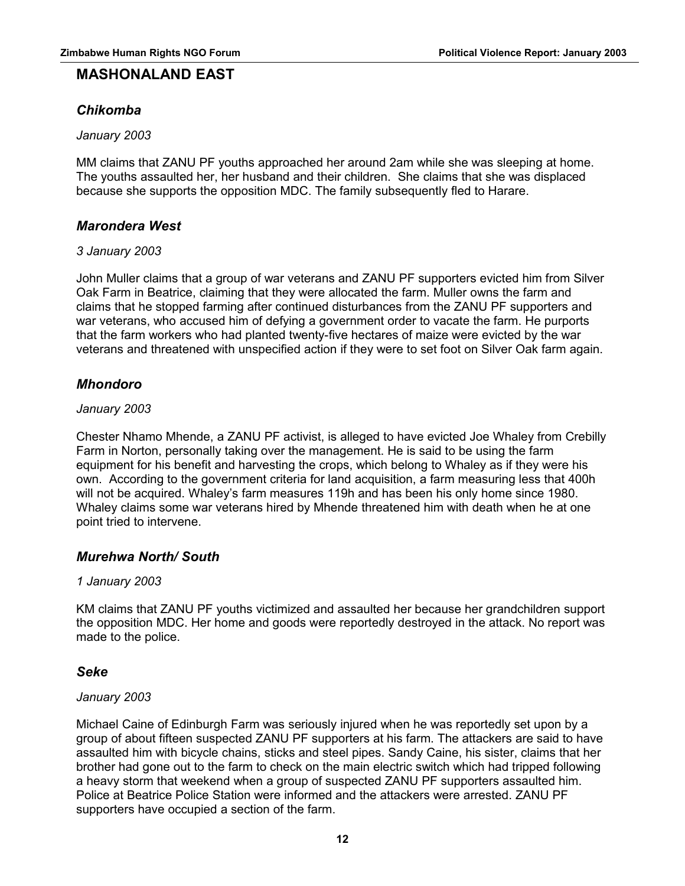## MASHONALAND EAST

### *Chikomba*

*January 2003*

MM claims that ZANU PF youths approached her around 2am while she was sleeping at home. The youths assaulted her, her husband and their children. She claims that she was displaced because she supports the opposition MDC. The family subsequently fled to Harare.

### *Marondera West*

*3 January 2003*

John Muller claims that a group of war veterans and ZANU PF supporters evicted him from Silver Oak Farm in Beatrice, claiming that they were allocated the farm. Muller owns the farm and claims that he stopped farming after continued disturbances from the ZANU PF supporters and war veterans, who accused him of defying a government order to vacate the farm. He purports that the farm workers who had planted twenty-five hectares of maize were evicted by the war veterans and threatened with unspecified action if they were to set foot on Silver Oak farm again.

### *Mhondoro*

*January 2003*

Chester Nhamo Mhende, a ZANU PF activist, is alleged to have evicted Joe Whaley from Crebilly Farm in Norton, personally taking over the management. He is said to be using the farm equipment for his benefit and harvesting the crops, which belong to Whaley as if they were his own. According to the government criteria for land acquisition, a farm measuring less that 400h will not be acquired. Whaley's farm measures 119h and has been his only home since 1980. Whaley claims some war veterans hired by Mhende threatened him with death when he at one point tried to intervene.

### *Murehwa North/ South*

*1 January 2003*

KM claims that ZANU PF youths victimized and assaulted her because her grandchildren support the opposition MDC. Her home and goods were reportedly destroyed in the attack. No report was made to the police.

### *Seke*

*January 2003*

Michael Caine of Edinburgh Farm was seriously injured when he was reportedly set upon by a group of about fifteen suspected ZANU PF supporters at his farm. The attackers are said to have assaulted him with bicycle chains, sticks and steel pipes. Sandy Caine, his sister, claims that her brother had gone out to the farm to check on the main electric switch which had tripped following a heavy storm that weekend when a group of suspected ZANU PF supporters assaulted him. Police at Beatrice Police Station were informed and the attackers were arrested. ZANU PF supporters have occupied a section of the farm.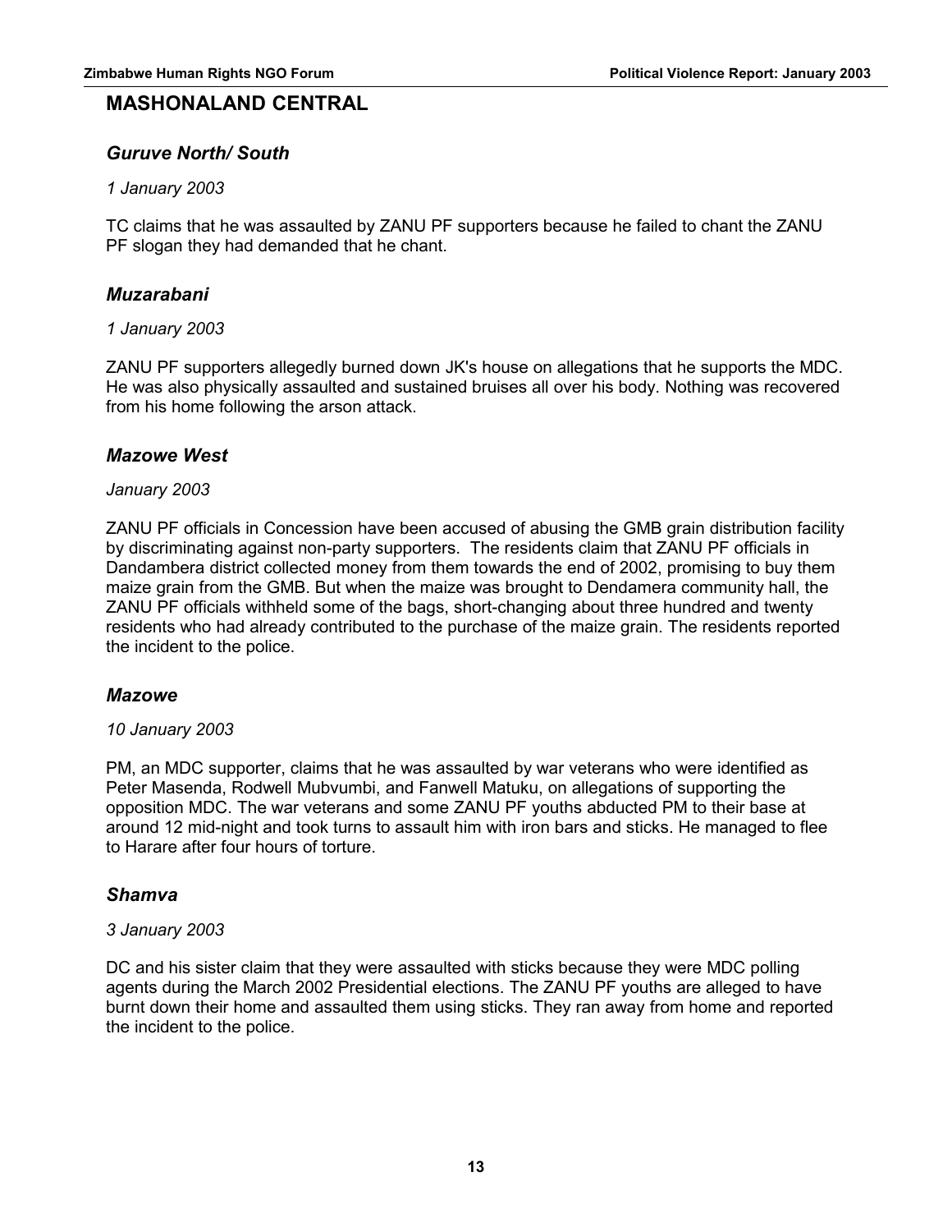## MASHONALAND CENTRAL

### *Guruve North/ South*

*1 January 2003*

TC claims that he was assaulted by ZANU PF supporters because he failed to chant the ZANU PF slogan they had demanded that he chant.

### *Muzarabani*

*1 January 2003*

ZANU PF supporters allegedly burned down JK's house on allegations that he supports the MDC. He was also physically assaulted and sustained bruises all over his body. Nothing was recovered from his home following the arson attack.

### *Mazowe West*

*January 2003*

ZANU PF officials in Concession have been accused of abusing the GMB grain distribution facility by discriminating against non-party supporters. The residents claim that ZANU PF officials in Dandambera district collected money from them towards the end of 2002, promising to buy them maize grain from the GMB. But when the maize was brought to Dendamera community hall, the ZANU PF officials withheld some of the bags, short-changing about three hundred and twenty residents who had already contributed to the purchase of the maize grain. The residents reported the incident to the police.

### *Mazowe*

*10 January 2003*

PM, an MDC supporter, claims that he was assaulted by war veterans who were identified as Peter Masenda, Rodwell Mubvumbi, and Fanwell Matuku, on allegations of supporting the opposition MDC. The war veterans and some ZANU PF youths abducted PM to their base at around 12 mid-night and took turns to assault him with iron bars and sticks. He managed to flee to Harare after four hours of torture.

### *Shamva*

*3 January 2003*

DC and his sister claim that they were assaulted with sticks because they were MDC polling agents during the March 2002 Presidential elections. The ZANU PF youths are alleged to have burnt down their home and assaulted them using sticks. They ran away from home and reported the incident to the police.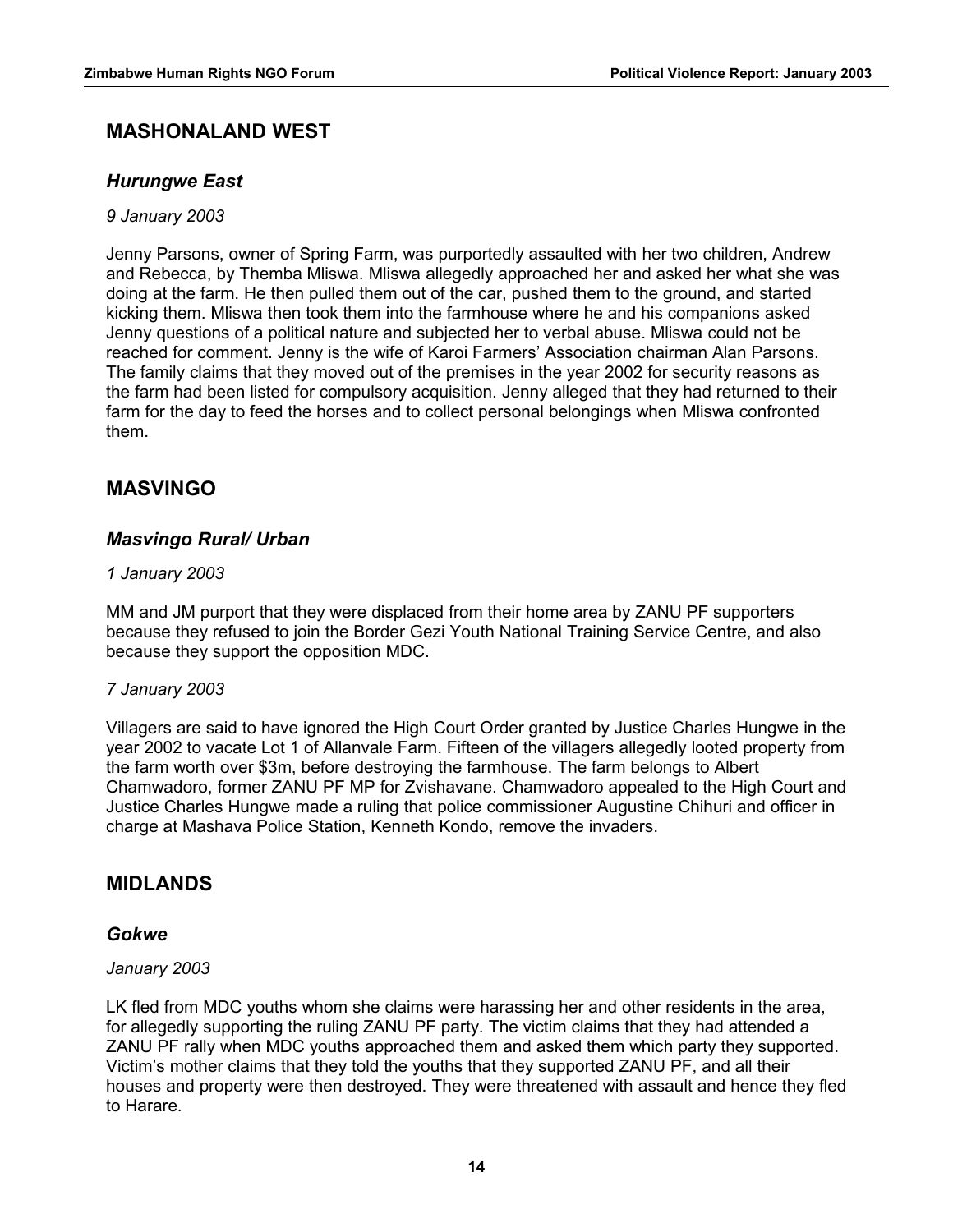## MASHONALAND WEST

### *Hurungwe East*

*9 January 2003*

Jenny Parsons, owner of Spring Farm, was purportedly assaulted with her two children, Andrew and Rebecca, by Themba Mliswa. Mliswa allegedly approached her and asked her what she was doing at the farm. He then pulled them out of the car, pushed them to the ground, and started kicking them. Mliswa then took them into the farmhouse where he and his companions asked Jenny questions of a political nature and subjected her to verbal abuse. Mliswa could not be reached for comment. Jenny is the wife of Karoi Farmers' Association chairman Alan Parsons. The family claims that they moved out of the premises in the year 2002 for security reasons as the farm had been listed for compulsory acquisition. Jenny alleged that they had returned to their farm for the day to feed the horses and to collect personal belongings when Mliswa confronted them.

## MASVINGO

### *Masvingo Rural/ Urban*

*1 January 2003*

MM and JM purport that they were displaced from their home area by ZANU PF supporters because they refused to join the Border Gezi Youth National Training Service Centre, and also because they support the opposition MDC.

*7 January 2003*

Villagers are said to have ignored the High Court Order granted by Justice Charles Hungwe in the year 2002 to vacate Lot 1 of Allanvale Farm. Fifteen of the villagers allegedly looted property from the farm worth over $3m, before destroying the farmhouse. The farm belongs to Albert Chamwadoro, former ZANU PF MP for Zvishavane. Chamwadoro appealed to the High Court and Justice Charles Hungwe made a ruling that police commissioner Augustine Chihuri and officer in charge at Mashava Police Station, Kenneth Kondo, remove the invaders.

## MIDLANDS

### *Gokwe*

*January 2003*

LK fled from MDC youths whom she claims were harassing her and other residents in the area, for allegedly supporting the ruling ZANU PF party. The victim claims that they had attended a ZANU PF rally when MDC youths approached them and asked them which party they supported. Victim's mother claims that they told the youths that they supported ZANU PF, and all their houses and property were then destroyed. They were threatened with assault and hence they fled to Harare.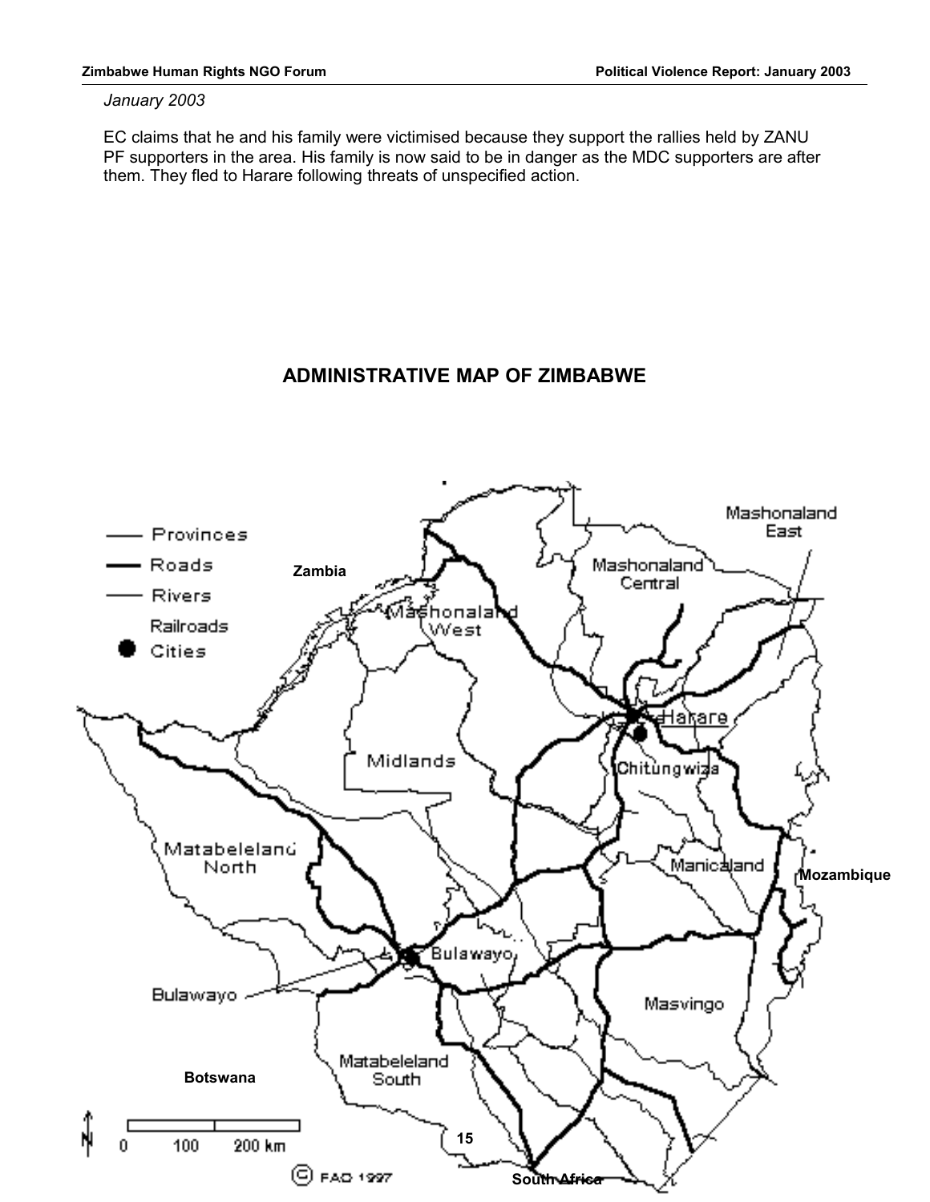*January 2003*

EC claims that he and his family were victimised because they support the rallies held by ZANU PF supporters in the area. His family is now said to be in danger as the MDC supporters are after them. They fled to Harare following threats of unspecified action.

## ADMINISTRATIVE MAP OF ZIMBABWE

Zambia

Mozambique

Botswana

South Africa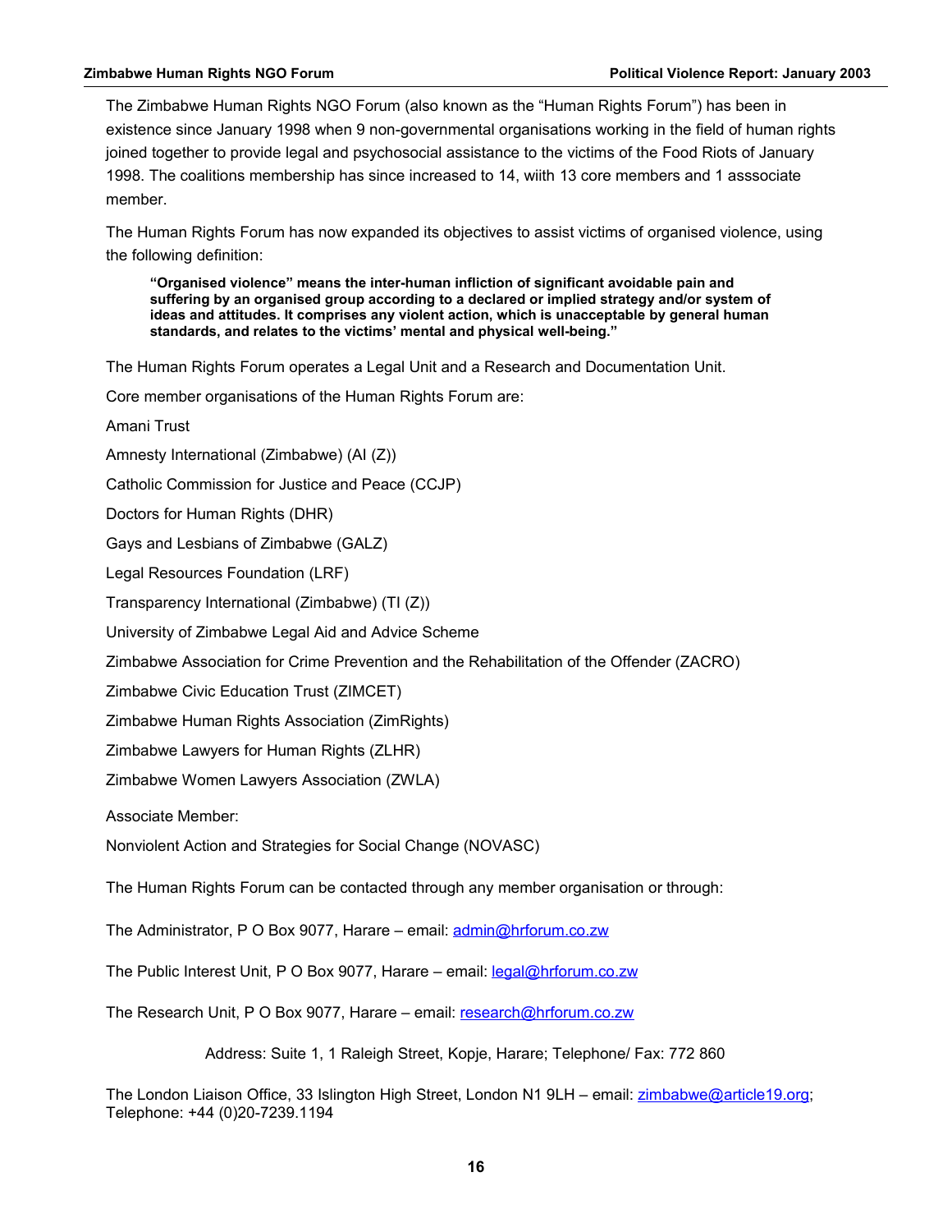The Zimbabwe Human Rights NGO Forum (also known as the "Human Rights Forum") has been in existence since January 1998 when 9 non-governmental organisations working in the field of human rights joined together to provide legal and psychosocial assistance to the victims of the Food Riots of January 1998. The coalitions membership has since increased to 14, wiith 13 core members and 1 asssociate member.

The Human Rights Forum has now expanded its objectives to assist victims of organised violence, using the following definition:

> **"Organised violence" means the inter-human infliction of significant avoidable pain and suffering by an organised group according to a declared or implied strategy and/or system of ideas and attitudes. It comprises any violent action, which is unacceptable by general human standards, and relates to the victims' mental and physical well-being."**

The Human Rights Forum operates a Legal Unit and a Research and Documentation Unit.

Core member organisations of the Human Rights Forum are:

Amani Trust

Amnesty International (Zimbabwe) (AI (Z))

Catholic Commission for Justice and Peace (CCJP)

Doctors for Human Rights (DHR)

Gays and Lesbians of Zimbabwe (GALZ)

Legal Resources Foundation (LRF)

Transparency International (Zimbabwe) (TI (Z))

University of Zimbabwe Legal Aid and Advice Scheme

Zimbabwe Association for Crime Prevention and the Rehabilitation of the Offender (ZACRO)

Zimbabwe Civic Education Trust (ZIMCET)

Zimbabwe Human Rights Association (ZimRights)

Zimbabwe Lawyers for Human Rights (ZLHR)

Zimbabwe Women Lawyers Association (ZWLA)

Associate Member:

Nonviolent Action and Strategies for Social Change (NOVASC)

The Human Rights Forum can be contacted through any member organisation or through:

The Administrator, P O Box 9077, Harare – email: admin@hrforum.co.zw

The Public Interest Unit, P O Box 9077, Harare – email: legal@hrforum.co.zw

The Research Unit, P O Box 9077, Harare – email: research@hrforum.co.zw

Address: Suite 1, 1 Raleigh Street, Kopje, Harare; Telephone/ Fax: 772 860

The London Liaison Office, 33 Islington High Street, London N1 9LH – email: zimbabwe@article19.org; Telephone: +44 (0)20-7239.1194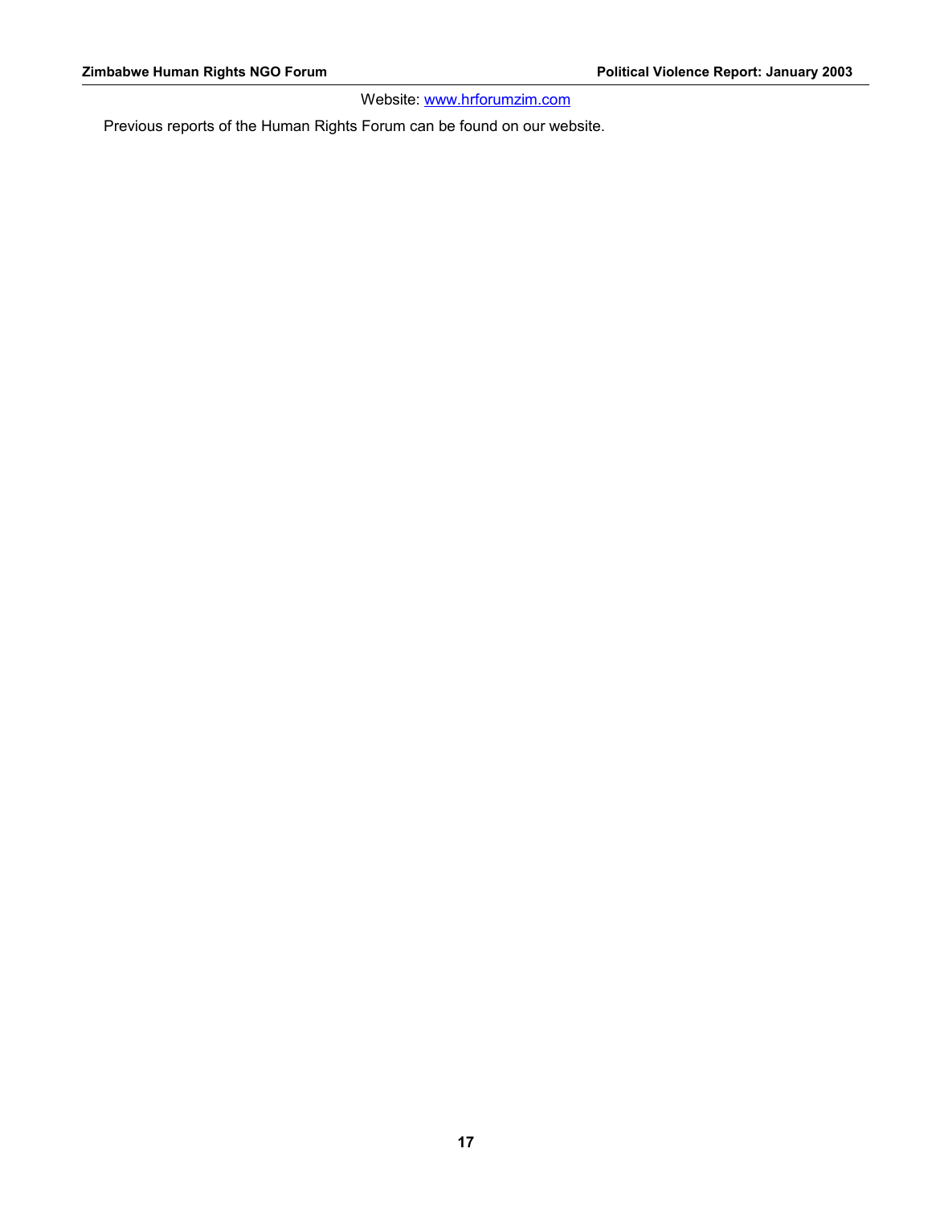Website: www.hrforumzim.com

Previous reports of the Human Rights Forum can be found on our website.